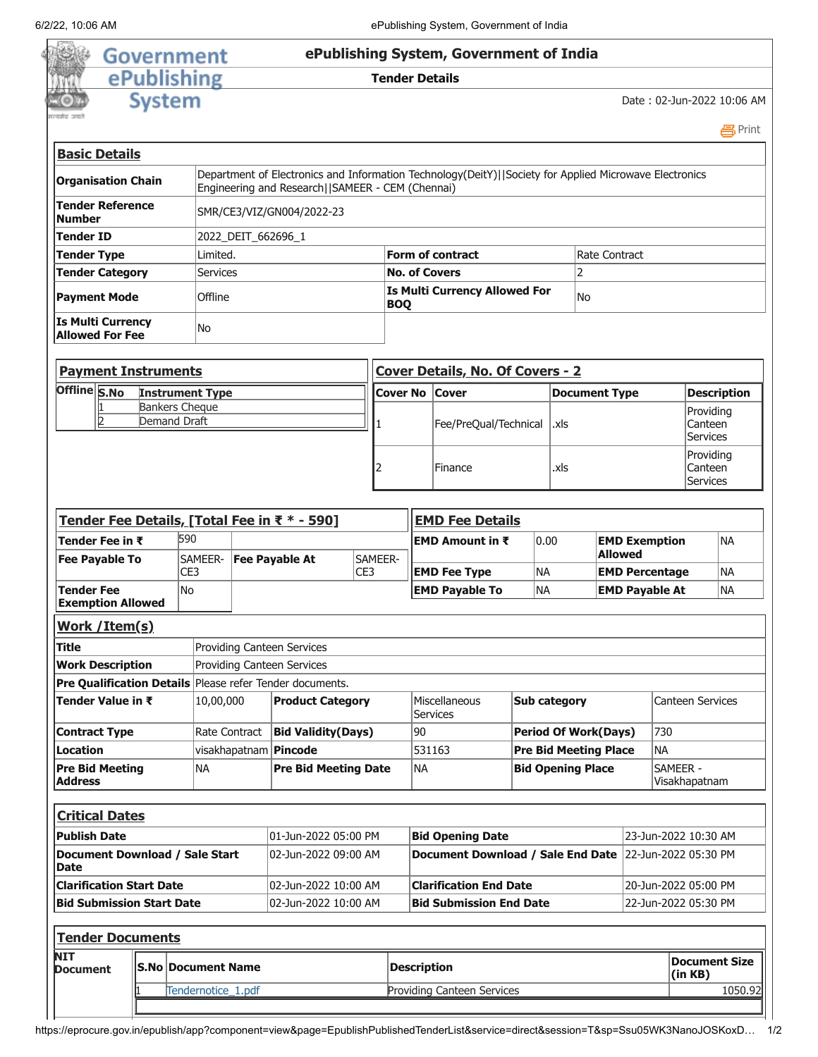# ePublishing System, Government of India

**Tender Details**

Date : 02-Jun-2022 10:06 AM

## Basic Details

| | | | |
|---|---|---|---|
| **Organisation Chain** | Department of Electronics and Information Technology(DeitY)\|\|Society for Applied Microwave Electronics Engineering and Research\|\|SAMEER - CEM (Chennai) | | |
| **Tender Reference Number** | SMR/CE3/VIZ/GN004/2022-23 | | |
| **Tender ID** | 2022_DEIT_662696_1 | | |
| **Tender Type** | Limited. | **Form of contract** | Rate Contract |
| **Tender Category** | Services | **No. of Covers** | 2 |
| **Payment Mode** | Offline | **Is Multi Currency Allowed For BOQ** | No |
| **Is Multi Currency Allowed For Fee** | No | | |

## Payment Instruments

| Offline | S.No | Instrument Type |
|---|---|---|
| | 1 | Bankers Cheque |
| | 2 | Demand Draft |

## Cover Details, No. Of Covers - 2

| Cover No | Cover | Document Type | Description |
|---|---|---|---|
| 1 | Fee/PreQual/Technical | .xls | Providing Canteen Services |
| 2 | Finance | .xls | Providing Canteen Services |

## Tender Fee Details, [Total Fee in ₹ * - 590]

| | | | |
|---|---|---|---|
| **Tender Fee in ₹** | 590 | | |
| **Fee Payable To** | SAMEER-CE3 | **Fee Payable At** | SAMEER-CE3 |
| **Tender Fee Exemption Allowed** | No | | |

## EMD Fee Details

| | | | |
|---|---|---|---|
| **EMD Amount in ₹** | 0.00 | **EMD Exemption Allowed** | NA |
| **EMD Fee Type** | NA | **EMD Percentage** | NA |
| **EMD Payable To** | NA | **EMD Payable At** | NA |

## Work /Item(s)

| | | | | | |
|---|---|---|---|---|---|
| **Title** | Providing Canteen Services | | | | |
| **Work Description** | Providing Canteen Services | | | | |
| **Pre Qualification Details** | Please refer Tender documents. | | | | |
| **Tender Value in ₹** | 10,00,000 | **Product Category** | Miscellaneous Services | **Sub category** | Canteen Services |
| **Contract Type** | Rate Contract | **Bid Validity(Days)** | 90 | **Period Of Work(Days)** | 730 |
| **Location** | visakhapatnam | **Pincode** | 531163 | **Pre Bid Meeting Place** | NA |
| **Pre Bid Meeting Address** | NA | **Pre Bid Meeting Date** | NA | **Bid Opening Place** | SAMEER - Visakhapatnam |

## Critical Dates

| | | | |
|---|---|---|---|
| **Publish Date** | 01-Jun-2022 05:00 PM | **Bid Opening Date** | 23-Jun-2022 10:30 AM |
| **Document Download / Sale Start Date** | 02-Jun-2022 09:00 AM | **Document Download / Sale End Date** | 22-Jun-2022 05:30 PM |
| **Clarification Start Date** | 02-Jun-2022 10:00 AM | **Clarification End Date** | 20-Jun-2022 05:00 PM |
| **Bid Submission Start Date** | 02-Jun-2022 10:00 AM | **Bid Submission End Date** | 22-Jun-2022 05:30 PM |

## Tender Documents

| NIT Document | S.No | Document Name | Description | Document Size (in KB) |
|---|---|---|---|---|
| | 1 | Tendernotice_1.pdf | Providing Canteen Services | 1050.92 |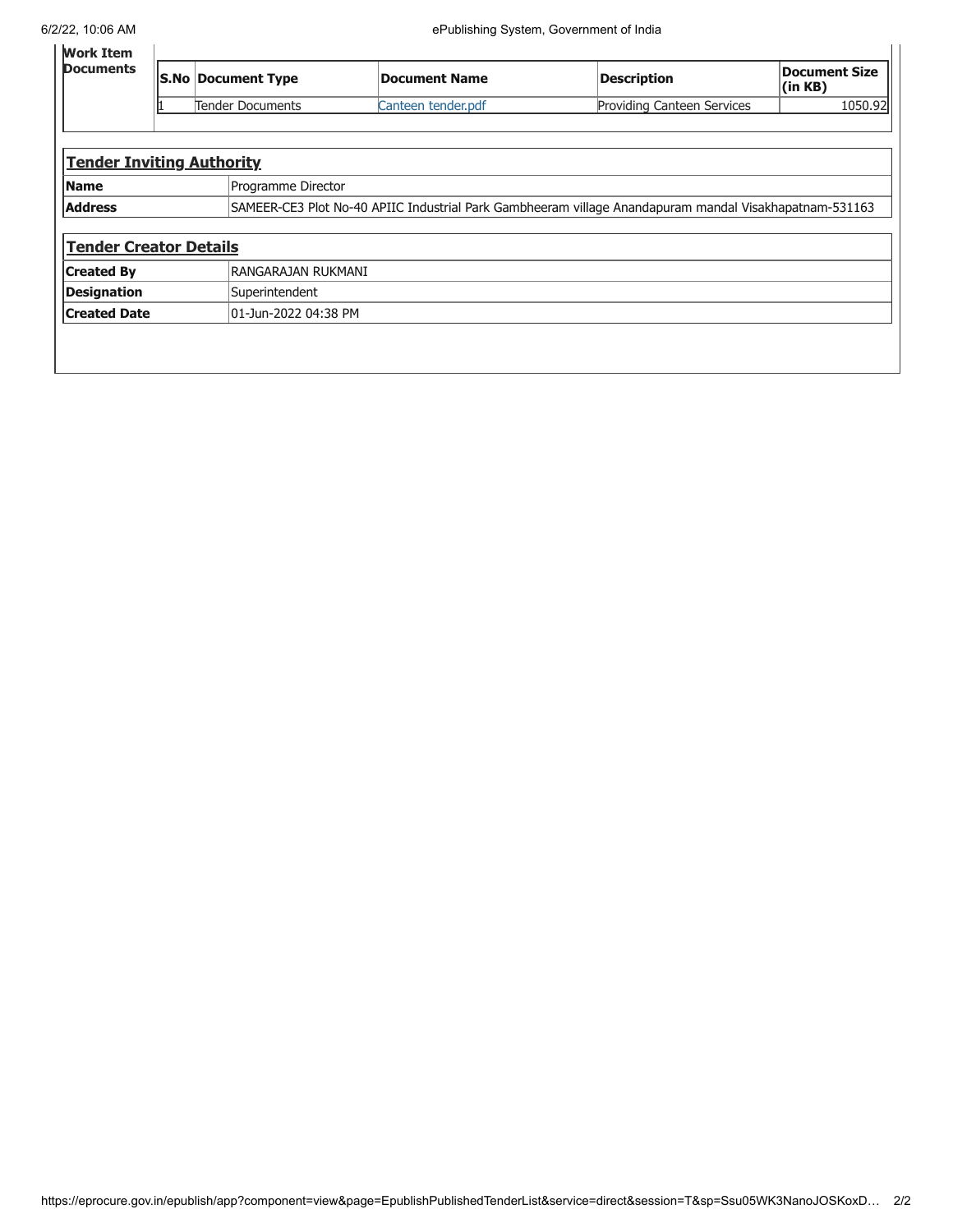**Work Item Documents**

| S.No | Document Type | Document Name | Description | Document Size (in KB) |
|---|---|---|---|---|
| 1 | Tender Documents | Canteen tender.pdf | Providing Canteen Services | 1050.92 |

## Tender Inviting Authority

| | |
|---|---|
| **Name** | Programme Director |
| **Address** | SAMEER-CE3 Plot No-40 APIIC Industrial Park Gambheeram village Anandapuram mandal Visakhapatnam-531163 |

## Tender Creator Details

| | |
|---|---|
| **Created By** | RANGARAJAN RUKMANI |
| **Designation** | Superintendent |
| **Created Date** | 01-Jun-2022 04:38 PM |